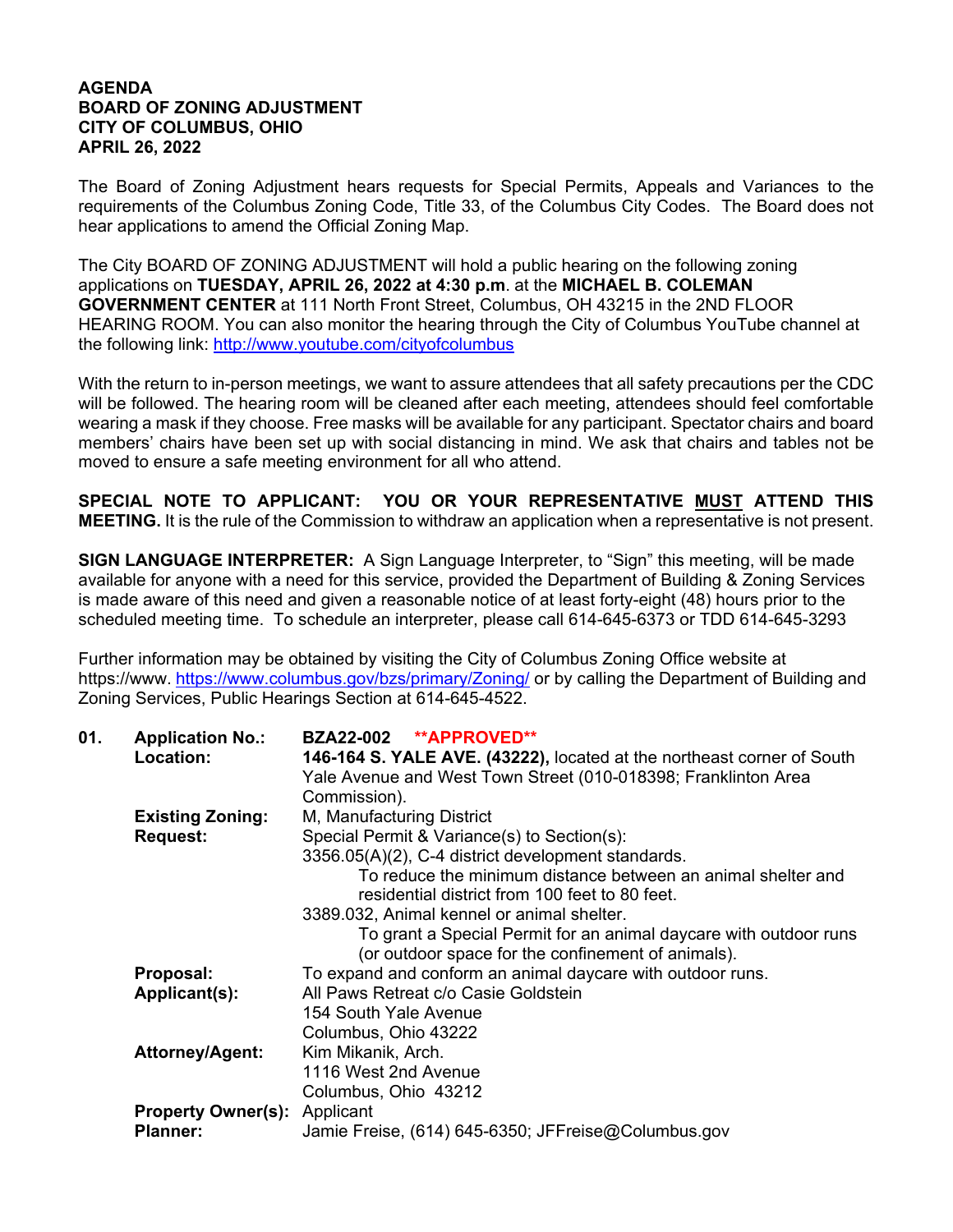**AGENDA**
**BOARD OF ZONING ADJUSTMENT**
**CITY OF COLUMBUS, OHIO**
**APRIL 26, 2022**

The Board of Zoning Adjustment hears requests for Special Permits, Appeals and Variances to the requirements of the Columbus Zoning Code, Title 33, of the Columbus City Codes. The Board does not hear applications to amend the Official Zoning Map.

The City BOARD OF ZONING ADJUSTMENT will hold a public hearing on the following zoning applications on **TUESDAY, APRIL 26, 2022 at 4:30 p.m**. at the **MICHAEL B. COLEMAN GOVERNMENT CENTER** at 111 North Front Street, Columbus, OH 43215 in the 2ND FLOOR HEARING ROOM. You can also monitor the hearing through the City of Columbus YouTube channel at the following link: http://www.youtube.com/cityofcolumbus

With the return to in-person meetings, we want to assure attendees that all safety precautions per the CDC will be followed. The hearing room will be cleaned after each meeting, attendees should feel comfortable wearing a mask if they choose. Free masks will be available for any participant. Spectator chairs and board members' chairs have been set up with social distancing in mind. We ask that chairs and tables not be moved to ensure a safe meeting environment for all who attend.

**SPECIAL NOTE TO APPLICANT: YOU OR YOUR REPRESENTATIVE MUST ATTEND THIS MEETING.** It is the rule of the Commission to withdraw an application when a representative is not present.

**SIGN LANGUAGE INTERPRETER:** A Sign Language Interpreter, to "Sign" this meeting, will be made available for anyone with a need for this service, provided the Department of Building & Zoning Services is made aware of this need and given a reasonable notice of at least forty-eight (48) hours prior to the scheduled meeting time. To schedule an interpreter, please call 614-645-6373 or TDD 614-645-3293

Further information may be obtained by visiting the City of Columbus Zoning Office website at https://www. https://www.columbus.gov/bzs/primary/Zoning/ or by calling the Department of Building and Zoning Services, Public Hearings Section at 614-645-4522.

**01. Application No.:** **BZA22-002 \*\*APPROVED\*\***

**Location:** **146-164 S. YALE AVE. (43222),** located at the northeast corner of South Yale Avenue and West Town Street (010-018398; Franklinton Area Commission).

**Existing Zoning:** M, Manufacturing District

**Request:** Special Permit & Variance(s) to Section(s):

3356.05(A)(2), C-4 district development standards.
To reduce the minimum distance between an animal shelter and residential district from 100 feet to 80 feet.

3389.032, Animal kennel or animal shelter.
To grant a Special Permit for an animal daycare with outdoor runs (or outdoor space for the confinement of animals).

**Proposal:** To expand and conform an animal daycare with outdoor runs.

**Applicant(s):** All Paws Retreat c/o Casie Goldstein
154 South Yale Avenue
Columbus, Ohio 43222

**Attorney/Agent:** Kim Mikanik, Arch.
1116 West 2nd Avenue
Columbus, Ohio 43212

**Property Owner(s):** Applicant

**Planner:** Jamie Freise, (614) 645-6350; JFFreise@Columbus.gov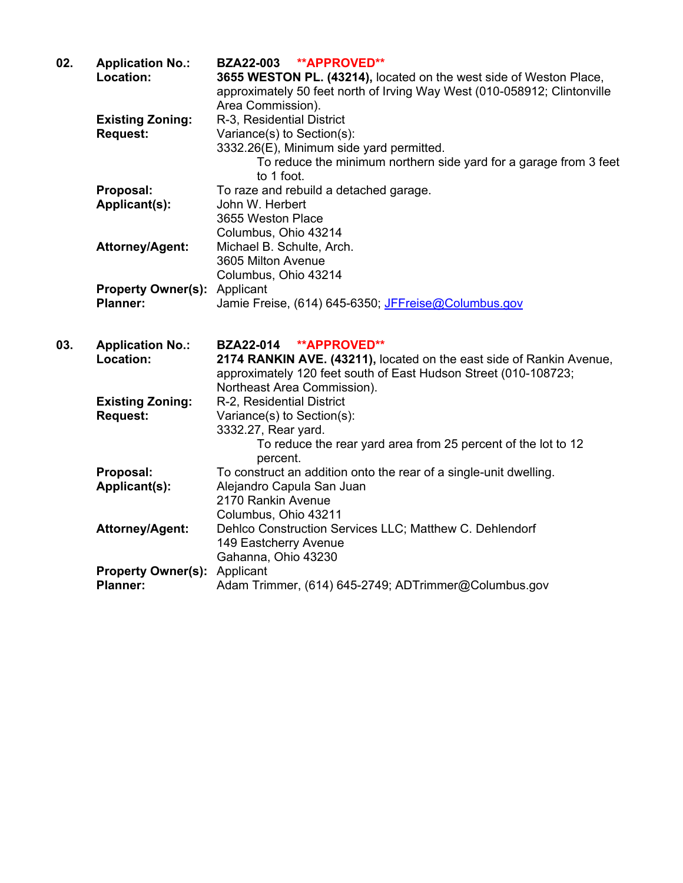**02.** **Application No.:** **BZA22-003** **\*\*APPROVED\*\***

**Location:** **3655 WESTON PL. (43214),** located on the west side of Weston Place, approximately 50 feet north of Irving Way West (010-058912; Clintonville Area Commission).

**Existing Zoning:** R-3, Residential District

**Request:** Variance(s) to Section(s):

3332.26(E), Minimum side yard permitted.

To reduce the minimum northern side yard for a garage from 3 feet to 1 foot.

**Proposal:** To raze and rebuild a detached garage.

**Applicant(s):** John W. Herbert
3655 Weston Place
Columbus, Ohio 43214

**Attorney/Agent:** Michael B. Schulte, Arch.
3605 Milton Avenue
Columbus, Ohio 43214

**Property Owner(s):** Applicant

**Planner:** Jamie Freise, (614) 645-6350; JFFreise@Columbus.gov

**03.** **Application No.:** **BZA22-014** **\*\*APPROVED\*\***

**Location:** **2174 RANKIN AVE. (43211),** located on the east side of Rankin Avenue, approximately 120 feet south of East Hudson Street (010-108723; Northeast Area Commission).

**Existing Zoning:** R-2, Residential District

**Request:** Variance(s) to Section(s):

3332.27, Rear yard.

To reduce the rear yard area from 25 percent of the lot to 12 percent.

**Proposal:** To construct an addition onto the rear of a single-unit dwelling.

**Applicant(s):** Alejandro Capula San Juan
2170 Rankin Avenue
Columbus, Ohio 43211

**Attorney/Agent:** Dehlco Construction Services LLC; Matthew C. Dehlendorf
149 Eastcherry Avenue
Gahanna, Ohio 43230

**Property Owner(s):** Applicant

**Planner:** Adam Trimmer, (614) 645-2749; ADTrimmer@Columbus.gov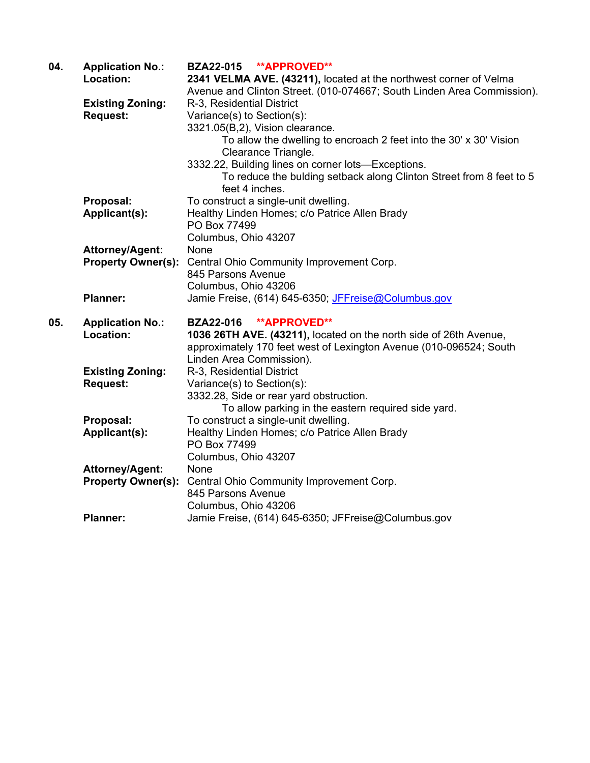**04.** **Application No.:** **BZA22-015** **\*\*APPROVED\*\***

**Location:** **2341 VELMA AVE. (43211),** located at the northwest corner of Velma Avenue and Clinton Street. (010-074667; South Linden Area Commission).

**Existing Zoning:** R-3, Residential District

**Request:** Variance(s) to Section(s):

3321.05(B,2), Vision clearance.

To allow the dwelling to encroach 2 feet into the 30' x 30' Vision Clearance Triangle.

3332.22, Building lines on corner lots—Exceptions.

To reduce the bulding setback along Clinton Street from 8 feet to 5 feet 4 inches.

**Proposal:** To construct a single-unit dwelling.

**Applicant(s):** Healthy Linden Homes; c/o Patrice Allen Brady
PO Box 77499
Columbus, Ohio 43207

**Attorney/Agent:** None

**Property Owner(s):** Central Ohio Community Improvement Corp.
845 Parsons Avenue
Columbus, Ohio 43206

**Planner:** Jamie Freise, (614) 645-6350; JFFreise@Columbus.gov

**05.** **Application No.:** **BZA22-016** **\*\*APPROVED\*\***

**Location:** **1036 26TH AVE. (43211),** located on the north side of 26th Avenue, approximately 170 feet west of Lexington Avenue (010-096524; South Linden Area Commission).

**Existing Zoning:** R-3, Residential District

**Request:** Variance(s) to Section(s):

3332.28, Side or rear yard obstruction.

To allow parking in the eastern required side yard.

**Proposal:** To construct a single-unit dwelling.

**Applicant(s):** Healthy Linden Homes; c/o Patrice Allen Brady
PO Box 77499
Columbus, Ohio 43207

**Attorney/Agent:** None

**Property Owner(s):** Central Ohio Community Improvement Corp.
845 Parsons Avenue
Columbus, Ohio 43206

**Planner:** Jamie Freise, (614) 645-6350; JFFreise@Columbus.gov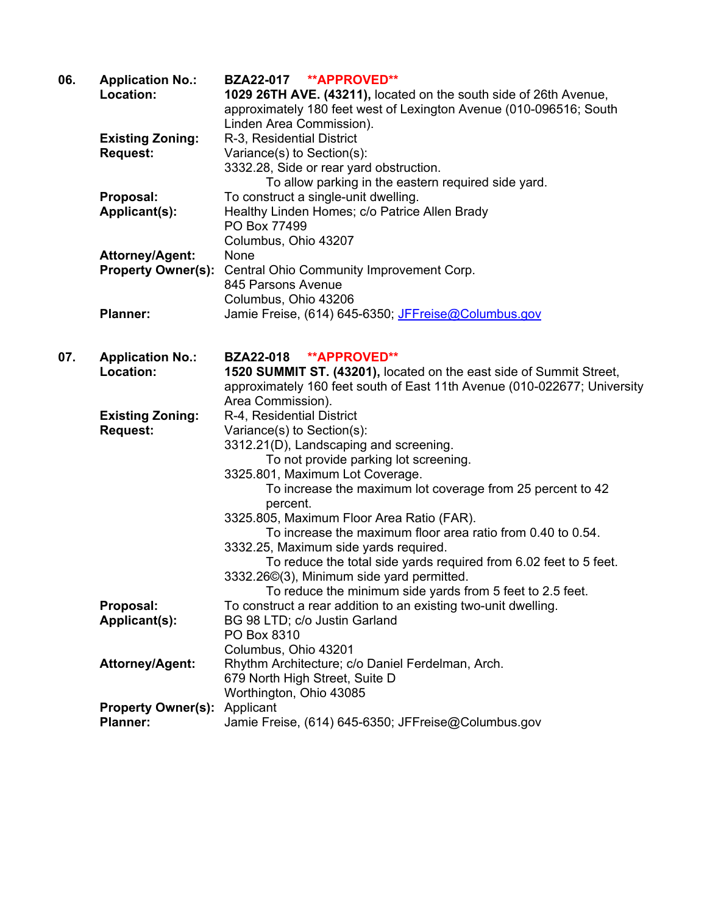**06.** **Application No.:** **BZA22-017** **\*\*APPROVED\*\***

**Location:** **1029 26TH AVE. (43211),** located on the south side of 26th Avenue, approximately 180 feet west of Lexington Avenue (010-096516; South Linden Area Commission).

**Existing Zoning:** R-3, Residential District

**Request:** Variance(s) to Section(s):

3332.28, Side or rear yard obstruction.
To allow parking in the eastern required side yard.

**Proposal:** To construct a single-unit dwelling.

**Applicant(s):** Healthy Linden Homes; c/o Patrice Allen Brady
PO Box 77499
Columbus, Ohio 43207

**Attorney/Agent:** None

**Property Owner(s):** Central Ohio Community Improvement Corp.
845 Parsons Avenue
Columbus, Ohio 43206

**Planner:** Jamie Freise, (614) 645-6350; JFFreise@Columbus.gov

**07.** **Application No.:** **BZA22-018** **\*\*APPROVED\*\***

**Location:** **1520 SUMMIT ST. (43201),** located on the east side of Summit Street, approximately 160 feet south of East 11th Avenue (010-022677; University Area Commission).

**Existing Zoning:** R-4, Residential District

**Request:** Variance(s) to Section(s):

3312.21(D), Landscaping and screening.
To not provide parking lot screening.

3325.801, Maximum Lot Coverage.
To increase the maximum lot coverage from 25 percent to 42 percent.

3325.805, Maximum Floor Area Ratio (FAR).
To increase the maximum floor area ratio from 0.40 to 0.54.

3332.25, Maximum side yards required.
To reduce the total side yards required from 6.02 feet to 5 feet.

3332.26©(3), Minimum side yard permitted.
To reduce the minimum side yards from 5 feet to 2.5 feet.

**Proposal:** To construct a rear addition to an existing two-unit dwelling.

**Applicant(s):** BG 98 LTD; c/o Justin Garland
PO Box 8310
Columbus, Ohio 43201

**Attorney/Agent:** Rhythm Architecture; c/o Daniel Ferdelman, Arch.
679 North High Street, Suite D
Worthington, Ohio 43085

**Property Owner(s):** Applicant

**Planner:** Jamie Freise, (614) 645-6350; JFFreise@Columbus.gov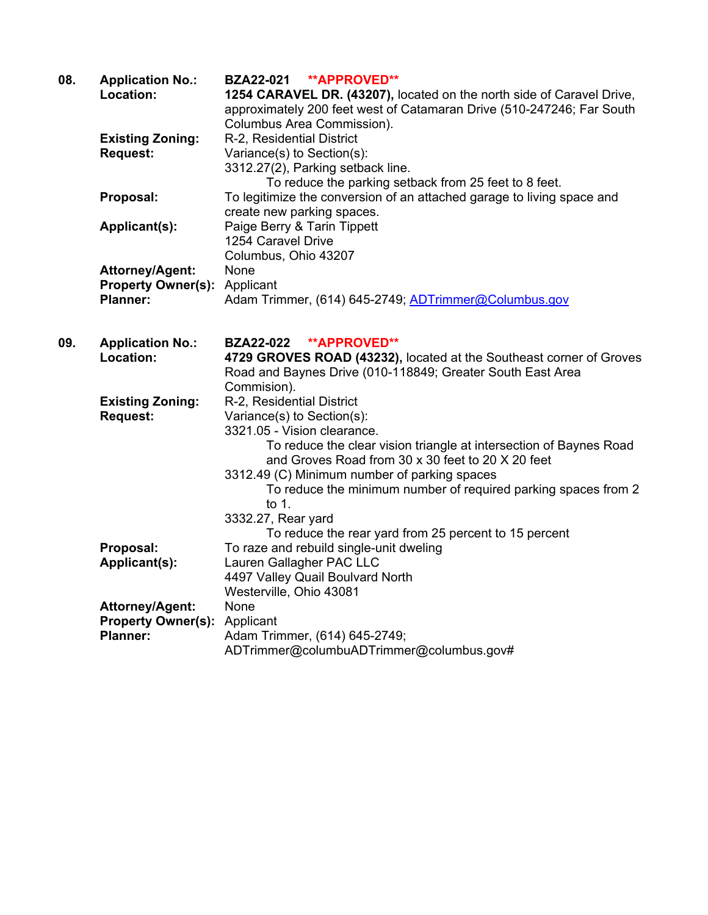**08.** **Application No.:** **BZA22-021** **\*\*APPROVED\*\***

**Location:** **1254 CARAVEL DR. (43207),** located on the north side of Caravel Drive, approximately 200 feet west of Catamaran Drive (510-247246; Far South Columbus Area Commission).

**Existing Zoning:** R-2, Residential District

**Request:** Variance(s) to Section(s):

3312.27(2), Parking setback line.

To reduce the parking setback from 25 feet to 8 feet.

**Proposal:** To legitimize the conversion of an attached garage to living space and create new parking spaces.

**Applicant(s):** Paige Berry & Tarin Tippett
1254 Caravel Drive
Columbus, Ohio 43207

**Attorney/Agent:** None

**Property Owner(s):** Applicant

**Planner:** Adam Trimmer, (614) 645-2749; ADTrimmer@Columbus.gov

**09.** **Application No.:** **BZA22-022** **\*\*APPROVED\*\***

**Location:** **4729 GROVES ROAD (43232),** located at the Southeast corner of Groves Road and Baynes Drive (010-118849; Greater South East Area Commision).

**Existing Zoning:** R-2, Residential District

**Request:** Variance(s) to Section(s):

3321.05 - Vision clearance.

To reduce the clear vision triangle at intersection of Baynes Road and Groves Road from 30 x 30 feet to 20 X 20 feet

3312.49 (C) Minimum number of parking spaces

To reduce the minimum number of required parking spaces from 2 to 1.

3332.27, Rear yard

To reduce the rear yard from 25 percent to 15 percent

**Proposal:** To raze and rebuild single-unit dweling

**Applicant(s):** Lauren Gallagher PAC LLC
4497 Valley Quail Boulvard North
Westerville, Ohio 43081

**Attorney/Agent:** None

**Property Owner(s):** Applicant

**Planner:** Adam Trimmer, (614) 645-2749; ADTrimmer@columbuADTrimmer@columbus.gov#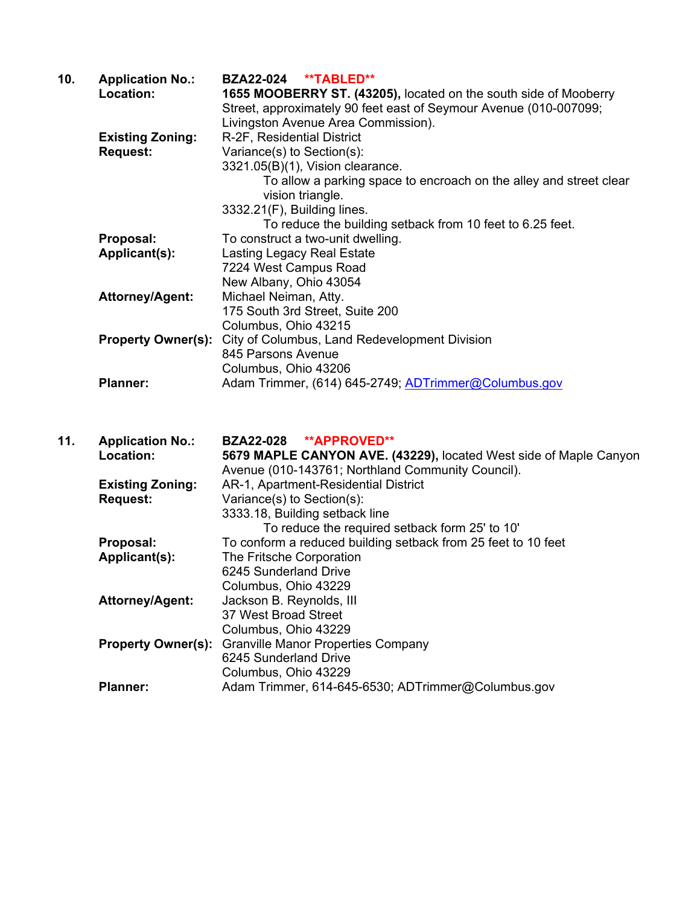**10.** **Application No.:** **BZA22-024** **\*\*TABLED\*\***

**Location:** **1655 MOOBERRY ST. (43205),** located on the south side of Mooberry Street, approximately 90 feet east of Seymour Avenue (010-007099; Livingston Avenue Area Commission).

**Existing Zoning:** R-2F, Residential District

**Request:** Variance(s) to Section(s):

3321.05(B)(1), Vision clearance.

To allow a parking space to encroach on the alley and street clear vision triangle.

3332.21(F), Building lines.

To reduce the building setback from 10 feet to 6.25 feet.

**Proposal:** To construct a two-unit dwelling.

**Applicant(s):** Lasting Legacy Real Estate
7224 West Campus Road
New Albany, Ohio 43054

**Attorney/Agent:** Michael Neiman, Atty.
175 South 3rd Street, Suite 200
Columbus, Ohio 43215

**Property Owner(s):** City of Columbus, Land Redevelopment Division
845 Parsons Avenue
Columbus, Ohio 43206

**Planner:** Adam Trimmer, (614) 645-2749; ADTrimmer@Columbus.gov

**11.** **Application No.:** **BZA22-028** **\*\*APPROVED\*\***

**Location:** **5679 MAPLE CANYON AVE. (43229),** located West side of Maple Canyon Avenue (010-143761; Northland Community Council).

**Existing Zoning:** AR-1, Apartment-Residential District

**Request:** Variance(s) to Section(s):

3333.18, Building setback line

To reduce the required setback form 25' to 10'

**Proposal:** To conform a reduced building setback from 25 feet to 10 feet

**Applicant(s):** The Fritsche Corporation
6245 Sunderland Drive
Columbus, Ohio 43229

**Attorney/Agent:** Jackson B. Reynolds, III
37 West Broad Street
Columbus, Ohio 43229

**Property Owner(s):** Granville Manor Properties Company
6245 Sunderland Drive
Columbus, Ohio 43229

**Planner:** Adam Trimmer, 614-645-6530; ADTrimmer@Columbus.gov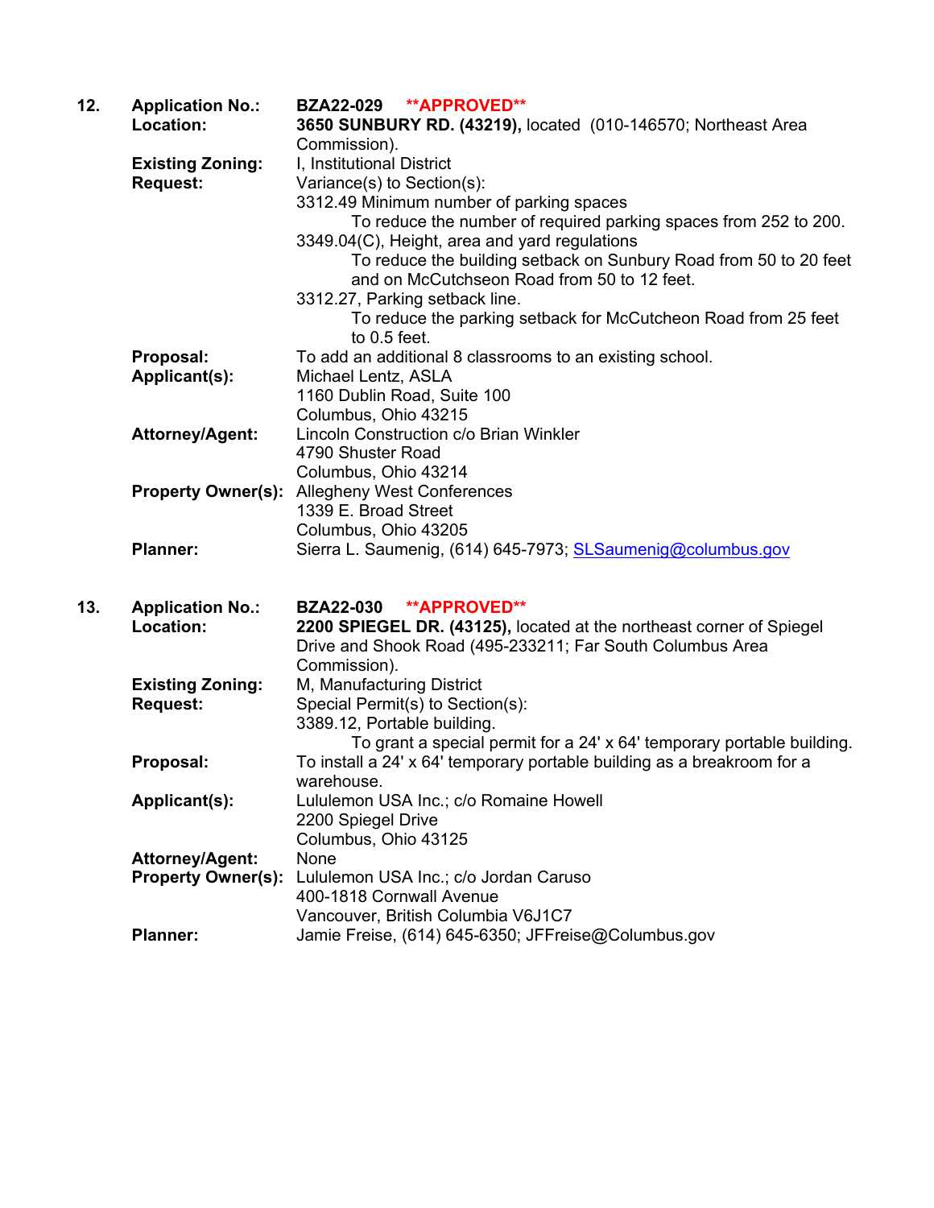**12.** **Application No.:** **BZA22-029** **\*\*APPROVED\*\***

**Location:** **3650 SUNBURY RD. (43219),** located (010-146570; Northeast Area Commission).

**Existing Zoning:** I, Institutional District

**Request:** Variance(s) to Section(s):

3312.49 Minimum number of parking spaces

To reduce the number of required parking spaces from 252 to 200.

3349.04(C), Height, area and yard regulations

To reduce the building setback on Sunbury Road from 50 to 20 feet and on McCutchseon Road from 50 to 12 feet.

3312.27, Parking setback line.

To reduce the parking setback for McCutcheon Road from 25 feet to 0.5 feet.

**Proposal:** To add an additional 8 classrooms to an existing school.

**Applicant(s):** Michael Lentz, ASLA
1160 Dublin Road, Suite 100
Columbus, Ohio 43215

**Attorney/Agent:** Lincoln Construction c/o Brian Winkler
4790 Shuster Road
Columbus, Ohio 43214

**Property Owner(s):** Allegheny West Conferences
1339 E. Broad Street
Columbus, Ohio 43205

**Planner:** Sierra L. Saumenig, (614) 645-7973; SLSaumenig@columbus.gov

**13.** **Application No.:** **BZA22-030** **\*\*APPROVED\*\***

**Location:** **2200 SPIEGEL DR. (43125),** located at the northeast corner of Spiegel Drive and Shook Road (495-233211; Far South Columbus Area Commission).

**Existing Zoning:** M, Manufacturing District

**Request:** Special Permit(s) to Section(s):

3389.12, Portable building.

To grant a special permit for a 24' x 64' temporary portable building.

**Proposal:** To install a 24' x 64' temporary portable building as a breakroom for a warehouse.

**Applicant(s):** Lululemon USA Inc.; c/o Romaine Howell
2200 Spiegel Drive
Columbus, Ohio 43125

**Attorney/Agent:** None

**Property Owner(s):** Lululemon USA Inc.; c/o Jordan Caruso
400-1818 Cornwall Avenue
Vancouver, British Columbia V6J1C7

**Planner:** Jamie Freise, (614) 645-6350; JFFreise@Columbus.gov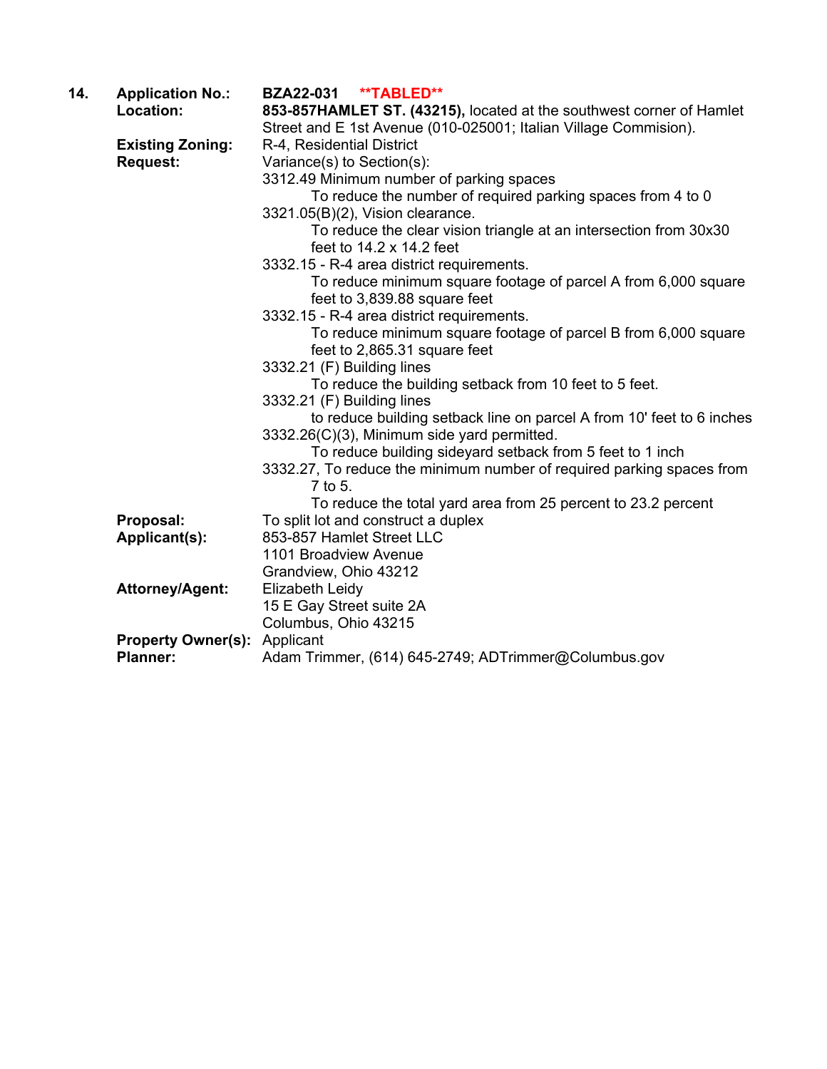**14.** **Application No.:** **BZA22-031** **\*\*TABLED\*\***

**Location:** **853-857HAMLET ST. (43215),** located at the southwest corner of Hamlet Street and E 1st Avenue (010-025001; Italian Village Commision).

**Existing Zoning:** R-4, Residential District

**Request:** Variance(s) to Section(s):

3312.49 Minimum number of parking spaces
  To reduce the number of required parking spaces from 4 to 0

3321.05(B)(2), Vision clearance.
  To reduce the clear vision triangle at an intersection from 30x30 feet to 14.2 x 14.2 feet

3332.15 - R-4 area district requirements.
  To reduce minimum square footage of parcel A from 6,000 square feet to 3,839.88 square feet

3332.15 - R-4 area district requirements.
  To reduce minimum square footage of parcel B from 6,000 square feet to 2,865.31 square feet

3332.21 (F) Building lines
  To reduce the building setback from 10 feet to 5 feet.

3332.21 (F) Building lines
  to reduce building setback line on parcel A from 10' feet to 6 inches

3332.26(C)(3), Minimum side yard permitted.
  To reduce building sideyard setback from 5 feet to 1 inch

3332.27, To reduce the minimum number of required parking spaces from 7 to 5.
  To reduce the total yard area from 25 percent to 23.2 percent

**Proposal:** To split lot and construct a duplex

**Applicant(s):** 853-857 Hamlet Street LLC
1101 Broadview Avenue
Grandview, Ohio 43212

**Attorney/Agent:** Elizabeth Leidy
15 E Gay Street suite 2A
Columbus, Ohio 43215

**Property Owner(s):** Applicant

**Planner:** Adam Trimmer, (614) 645-2749; ADTrimmer@Columbus.gov